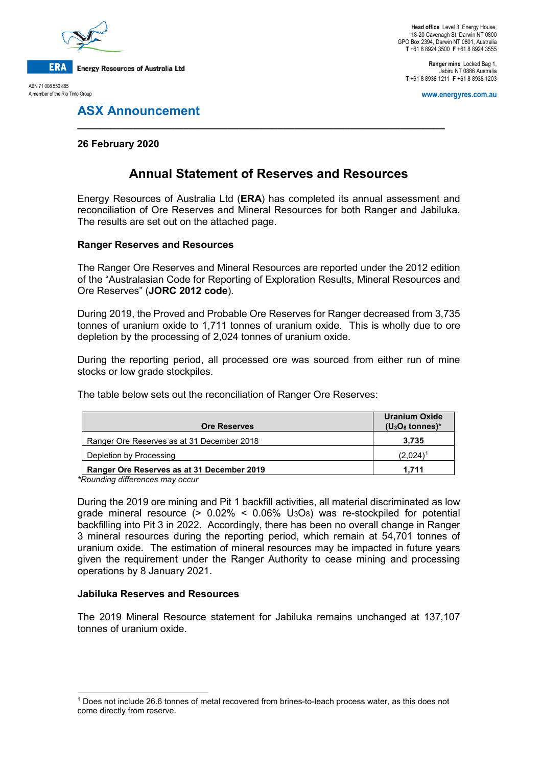Energy Resources of Australia Ltd

ABN 71 008 550 865
A member of the Rio Tinto Group

**Head office** Level 3, Energy House, 18-20 Cavenagh St, Darwin NT 0800
GPO Box 2394, Darwin NT 0801, Australia
**T** +61 8 8924 3500 **F** +61 8 8924 3555

**Ranger mine** Locked Bag 1, Jabiru NT 0886 Australia
**T** +61 8 8938 1211 **F** +61 8 8938 1203

www.energyres.com.au

## ASX Announcement

**26 February 2020**

# Annual Statement of Reserves and Resources

Energy Resources of Australia Ltd (**ERA**) has completed its annual assessment and reconciliation of Ore Reserves and Mineral Resources for both Ranger and Jabiluka. The results are set out on the attached page.

### Ranger Reserves and Resources

The Ranger Ore Reserves and Mineral Resources are reported under the 2012 edition of the "Australasian Code for Reporting of Exploration Results, Mineral Resources and Ore Reserves" (**JORC 2012 code**).

During 2019, the Proved and Probable Ore Reserves for Ranger decreased from 3,735 tonnes of uranium oxide to 1,711 tonnes of uranium oxide. This is wholly due to ore depletion by the processing of 2,024 tonnes of uranium oxide.

During the reporting period, all processed ore was sourced from either run of mine stocks or low grade stockpiles.

The table below sets out the reconciliation of Ranger Ore Reserves:

| Ore Reserves | Uranium Oxide ($U_3O_8$ tonnes)* |
|---|---|
| Ranger Ore Reserves as at 31 December 2018 | **3,735** |
| Depletion by Processing | (2,024)[1] |
| **Ranger Ore Reserves as at 31 December 2019** | **1,711** |

***Rounding differences may occur***

During the 2019 ore mining and Pit 1 backfill activities, all material discriminated as low grade mineral resource (> 0.02% < 0.06% $U_3O_8$) was re-stockpiled for potential backfilling into Pit 3 in 2022. Accordingly, there has been no overall change in Ranger 3 mineral resources during the reporting period, which remain at 54,701 tonnes of uranium oxide. The estimation of mineral resources may be impacted in future years given the requirement under the Ranger Authority to cease mining and processing operations by 8 January 2021.

### Jabiluka Reserves and Resources

The 2019 Mineral Resource statement for Jabiluka remains unchanged at 137,107 tonnes of uranium oxide.

[1] Does not include 26.6 tonnes of metal recovered from brines-to-leach process water, as this does not come directly from reserve.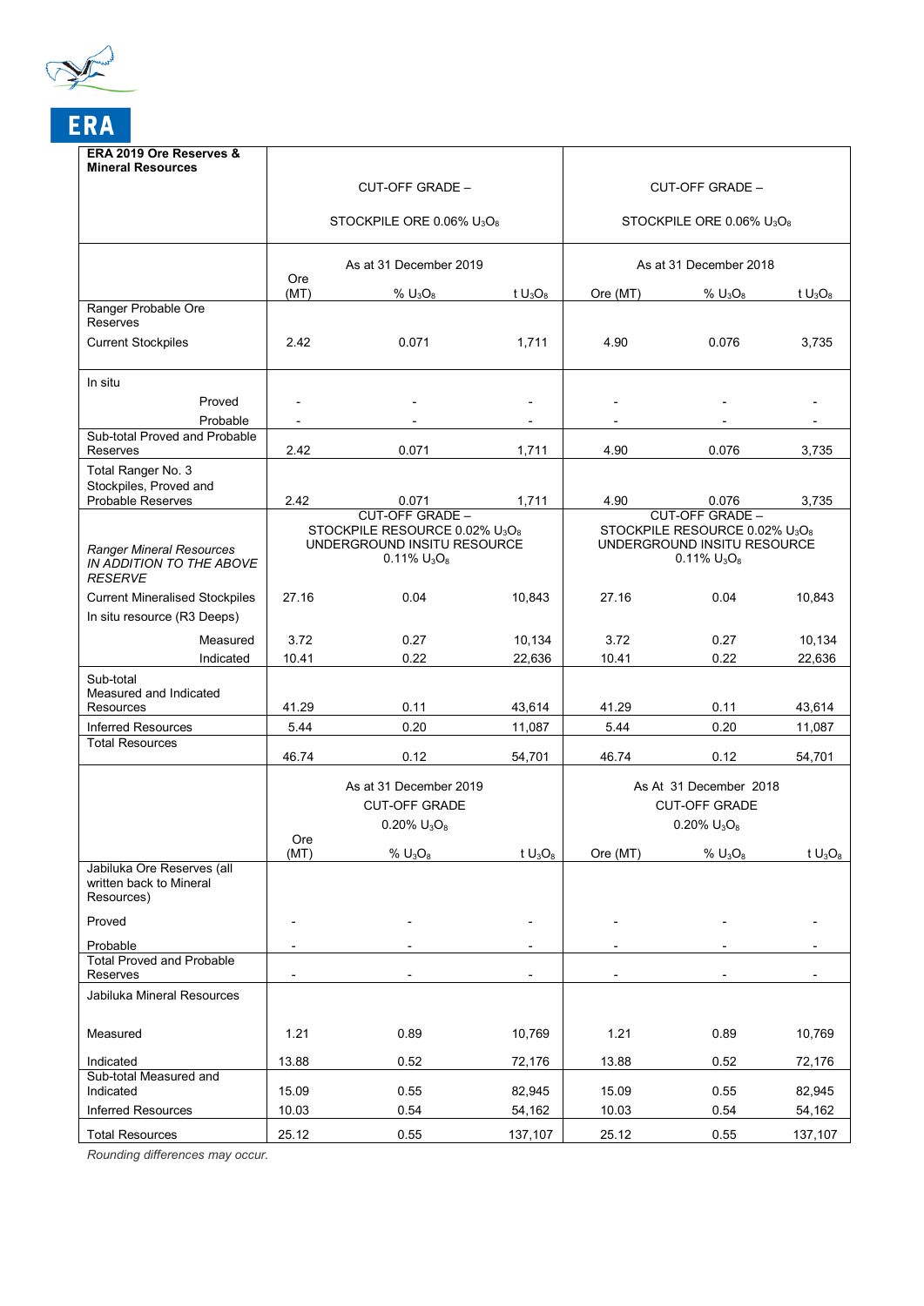| ERA 2019 Ore Reserves & Mineral Resources | CUT-OFF GRADE – STOCKPILE ORE 0.06% $U_3O_8$ | | | CUT-OFF GRADE – STOCKPILE ORE 0.06% $U_3O_8$ | | |
|---|---|---|---|---|---|---|
| | As at 31 December 2019 | | | As at 31 December 2018 | | |
| | Ore (MT) | % $U_3O_8$ | t $U_3O_8$ | Ore (MT) | % $U_3O_8$ | t $U_3O_8$ |
| Ranger Probable Ore Reserves | | | | | | |
| Current Stockpiles | 2.42 | 0.071 | 1,711 | 4.90 | 0.076 | 3,735 |
| In situ | | | | | | |
| Proved | - | - | - | - | - | - |
| Probable | - | - | - | - | - | - |
| Sub-total Proved and Probable Reserves | 2.42 | 0.071 | 1,711 | 4.90 | 0.076 | 3,735 |
| Total Ranger No. 3 Stockpiles, Proved and Probable Reserves | 2.42 | 0.071 | 1,711 | 4.90 | 0.076 | 3,735 |
| *Ranger Mineral Resources IN ADDITION TO THE ABOVE RESERVE* | CUT-OFF GRADE – STOCKPILE RESOURCE 0.02% $U_3O_8$ UNDERGROUND INSITU RESOURCE 0.11% $U_3O_8$ | | | CUT-OFF GRADE – STOCKPILE RESOURCE 0.02% $U_3O_8$ UNDERGROUND INSITU RESOURCE 0.11% $U_3O_8$ | | |
| Current Mineralised Stockpiles | 27.16 | 0.04 | 10,843 | 27.16 | 0.04 | 10,843 |
| In situ resource (R3 Deeps) | | | | | | |
| Measured | 3.72 | 0.27 | 10,134 | 3.72 | 0.27 | 10,134 |
| Indicated | 10.41 | 0.22 | 22,636 | 10.41 | 0.22 | 22,636 |
| Sub-total Measured and Indicated Resources | 41.29 | 0.11 | 43,614 | 41.29 | 0.11 | 43,614 |
| Inferred Resources | 5.44 | 0.20 | 11,087 | 5.44 | 0.20 | 11,087 |
| Total Resources | 46.74 | 0.12 | 54,701 | 46.74 | 0.12 | 54,701 |
| | As at 31 December 2019 CUT-OFF GRADE 0.20% $U_3O_8$ | | | As At 31 December 2018 CUT-OFF GRADE 0.20% $U_3O_8$ | | |
| | Ore (MT) | % $U_3O_8$ | t $U_3O_8$ | Ore (MT) | % $U_3O_8$ | t $U_3O_8$ |
| Jabiluka Ore Reserves (all written back to Mineral Resources) | | | | | | |
| Proved | - | - | - | - | - | - |
| Probable | - | - | - | - | - | - |
| Total Proved and Probable Reserves | - | - | - | - | - | - |
| Jabiluka Mineral Resources | | | | | | |
| Measured | 1.21 | 0.89 | 10,769 | 1.21 | 0.89 | 10,769 |
| Indicated | 13.88 | 0.52 | 72,176 | 13.88 | 0.52 | 72,176 |
| Sub-total Measured and Indicated | 15.09 | 0.55 | 82,945 | 15.09 | 0.55 | 82,945 |
| Inferred Resources | 10.03 | 0.54 | 54,162 | 10.03 | 0.54 | 54,162 |
| Total Resources | 25.12 | 0.55 | 137,107 | 25.12 | 0.55 | 137,107 |

*Rounding differences may occur.*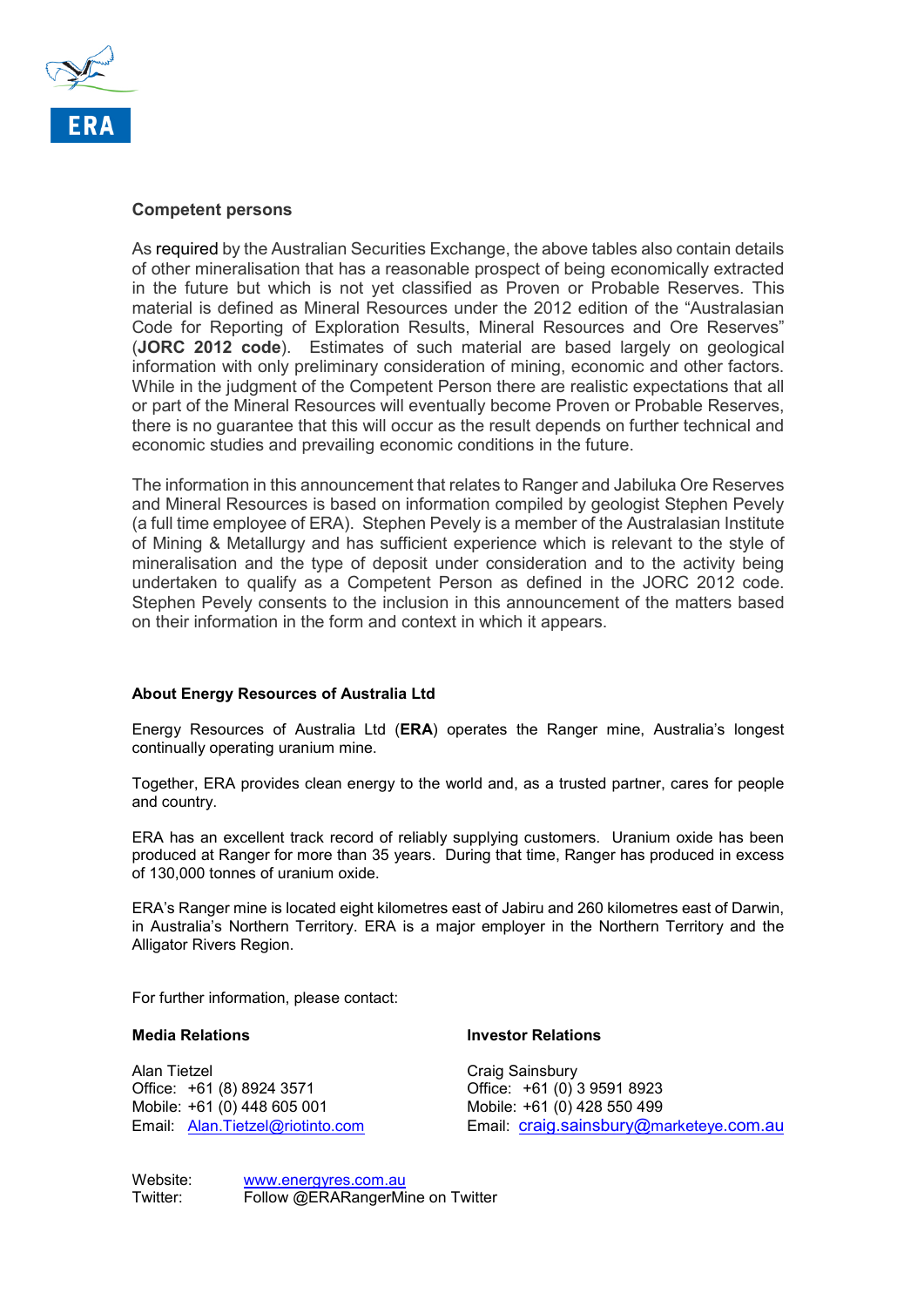### Competent persons

As required by the Australian Securities Exchange, the above tables also contain details of other mineralisation that has a reasonable prospect of being economically extracted in the future but which is not yet classified as Proven or Probable Reserves. This material is defined as Mineral Resources under the 2012 edition of the "Australasian Code for Reporting of Exploration Results, Mineral Resources and Ore Reserves" (**JORC 2012 code**). Estimates of such material are based largely on geological information with only preliminary consideration of mining, economic and other factors. While in the judgment of the Competent Person there are realistic expectations that all or part of the Mineral Resources will eventually become Proven or Probable Reserves, there is no guarantee that this will occur as the result depends on further technical and economic studies and prevailing economic conditions in the future.

The information in this announcement that relates to Ranger and Jabiluka Ore Reserves and Mineral Resources is based on information compiled by geologist Stephen Pevely (a full time employee of ERA). Stephen Pevely is a member of the Australasian Institute of Mining & Metallurgy and has sufficient experience which is relevant to the style of mineralisation and the type of deposit under consideration and to the activity being undertaken to qualify as a Competent Person as defined in the JORC 2012 code. Stephen Pevely consents to the inclusion in this announcement of the matters based on their information in the form and context in which it appears.

### About Energy Resources of Australia Ltd

Energy Resources of Australia Ltd (**ERA**) operates the Ranger mine, Australia's longest continually operating uranium mine.

Together, ERA provides clean energy to the world and, as a trusted partner, cares for people and country.

ERA has an excellent track record of reliably supplying customers. Uranium oxide has been produced at Ranger for more than 35 years. During that time, Ranger has produced in excess of 130,000 tonnes of uranium oxide.

ERA's Ranger mine is located eight kilometres east of Jabiru and 260 kilometres east of Darwin, in Australia's Northern Territory. ERA is a major employer in the Northern Territory and the Alligator Rivers Region.

For further information, please contact:

**Media Relations**

Alan Tietzel
Office: +61 (8) 8924 3571
Mobile: +61 (0) 448 605 001
Email: Alan.Tietzel@riotinto.com

**Investor Relations**

Craig Sainsbury
Office: +61 (0) 3 9591 8923
Mobile: +61 (0) 428 550 499
Email: craig.sainsbury@marketeye.com.au

Website: www.energyres.com.au
Twitter: Follow @ERARangerMine on Twitter